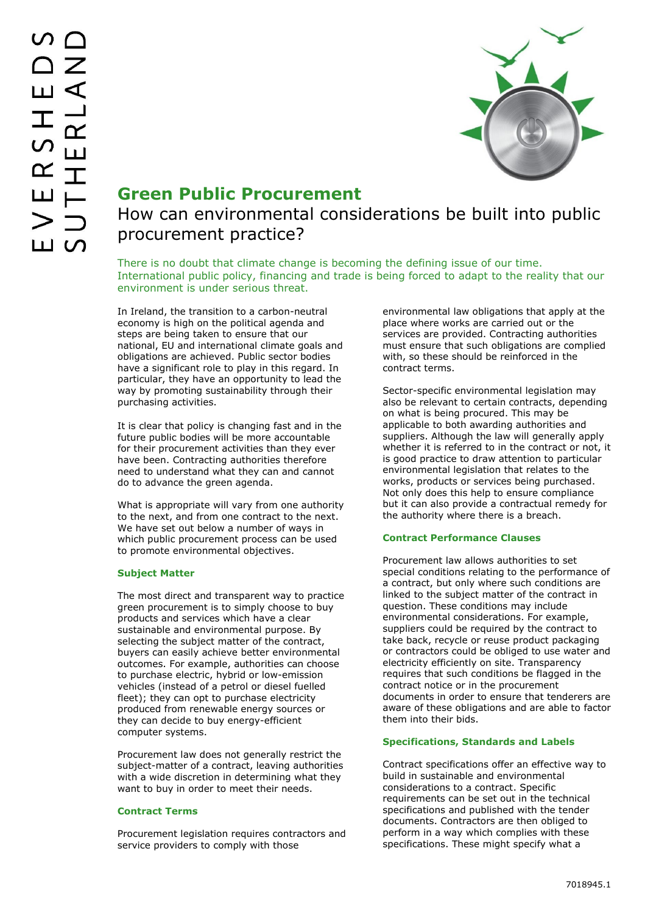# Green Public Procurement

## How can environmental considerations be built into public procurement practice?

There is no doubt that climate change is becoming the defining issue of our time. International public policy, financing and trade is being forced to adapt to the reality that our environment is under serious threat.

In Ireland, the transition to a carbon-neutral economy is high on the political agenda and steps are being taken to ensure that our national, EU and international climate goals and obligations are achieved. Public sector bodies have a significant role to play in this regard. In particular, they have an opportunity to lead the way by promoting sustainability through their purchasing activities.

It is clear that policy is changing fast and in the future public bodies will be more accountable for their procurement activities than they ever have been. Contracting authorities therefore need to understand what they can and cannot do to advance the green agenda.

What is appropriate will vary from one authority to the next, and from one contract to the next. We have set out below a number of ways in which public procurement process can be used to promote environmental objectives.

### Subject Matter

The most direct and transparent way to practice green procurement is to simply choose to buy products and services which have a clear sustainable and environmental purpose. By selecting the subject matter of the contract, buyers can easily achieve better environmental outcomes. For example, authorities can choose to purchase electric, hybrid or low-emission vehicles (instead of a petrol or diesel fuelled fleet); they can opt to purchase electricity produced from renewable energy sources or they can decide to buy energy-efficient computer systems.

Procurement law does not generally restrict the subject-matter of a contract, leaving authorities with a wide discretion in determining what they want to buy in order to meet their needs.

### Contract Terms

Procurement legislation requires contractors and service providers to comply with those environmental law obligations that apply at the place where works are carried out or the services are provided. Contracting authorities must ensure that such obligations are complied with, so these should be reinforced in the contract terms.

Sector-specific environmental legislation may also be relevant to certain contracts, depending on what is being procured. This may be applicable to both awarding authorities and suppliers. Although the law will generally apply whether it is referred to in the contract or not, it is good practice to draw attention to particular environmental legislation that relates to the works, products or services being purchased. Not only does this help to ensure compliance but it can also provide a contractual remedy for the authority where there is a breach.

### Contract Performance Clauses

Procurement law allows authorities to set special conditions relating to the performance of a contract, but only where such conditions are linked to the subject matter of the contract in question. These conditions may include environmental considerations. For example, suppliers could be required by the contract to take back, recycle or reuse product packaging or contractors could be obliged to use water and electricity efficiently on site. Transparency requires that such conditions be flagged in the contract notice or in the procurement documents in order to ensure that tenderers are aware of these obligations and are able to factor them into their bids.

### Specifications, Standards and Labels

Contract specifications offer an effective way to build in sustainable and environmental considerations to a contract. Specific requirements can be set out in the technical specifications and published with the tender documents. Contractors are then obliged to perform in a way which complies with these specifications. These might specify what a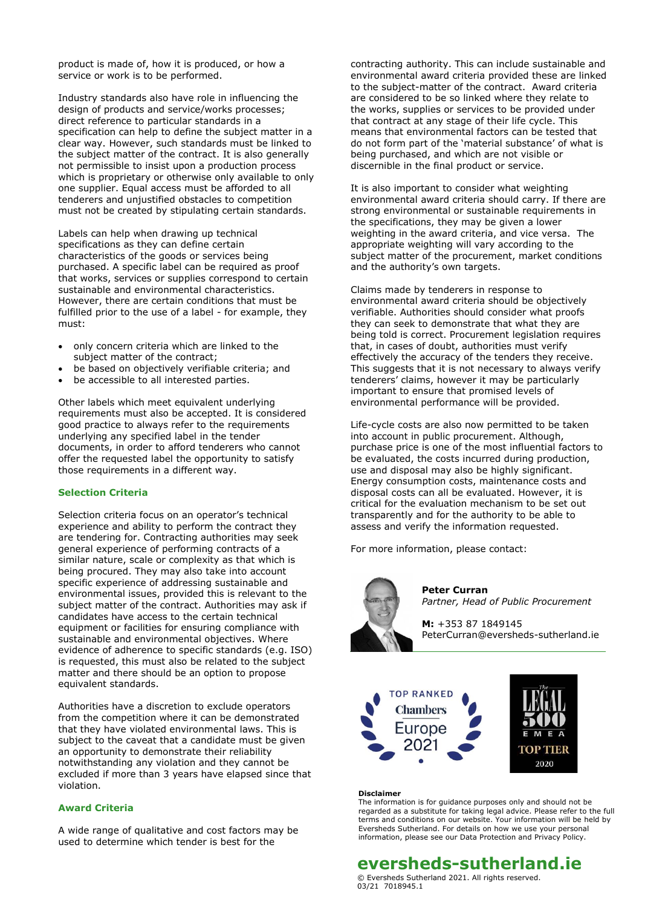product is made of, how it is produced, or how a service or work is to be performed.

Industry standards also have role in influencing the design of products and service/works processes; direct reference to particular standards in a specification can help to define the subject matter in a clear way. However, such standards must be linked to the subject matter of the contract. It is also generally not permissible to insist upon a production process which is proprietary or otherwise only available to only one supplier. Equal access must be afforded to all tenderers and unjustified obstacles to competition must not be created by stipulating certain standards.

Labels can help when drawing up technical specifications as they can define certain characteristics of the goods or services being purchased. A specific label can be required as proof that works, services or supplies correspond to certain sustainable and environmental characteristics. However, there are certain conditions that must be fulfilled prior to the use of a label - for example, they must:

- only concern criteria which are linked to the subject matter of the contract;
- be based on objectively verifiable criteria; and
- be accessible to all interested parties.

Other labels which meet equivalent underlying requirements must also be accepted. It is considered good practice to always refer to the requirements underlying any specified label in the tender documents, in order to afford tenderers who cannot offer the requested label the opportunity to satisfy those requirements in a different way.

## Selection Criteria

Selection criteria focus on an operator's technical experience and ability to perform the contract they are tendering for. Contracting authorities may seek general experience of performing contracts of a similar nature, scale or complexity as that which is being procured. They may also take into account specific experience of addressing sustainable and environmental issues, provided this is relevant to the subject matter of the contract. Authorities may ask if candidates have access to the certain technical equipment or facilities for ensuring compliance with sustainable and environmental objectives. Where evidence of adherence to specific standards (e.g. ISO) is requested, this must also be related to the subject matter and there should be an option to propose equivalent standards.

Authorities have a discretion to exclude operators from the competition where it can be demonstrated that they have violated environmental laws. This is subject to the caveat that a candidate must be given an opportunity to demonstrate their reliability notwithstanding any violation and they cannot be excluded if more than 3 years have elapsed since that violation.

## Award Criteria

A wide range of qualitative and cost factors may be used to determine which tender is best for the contracting authority. This can include sustainable and environmental award criteria provided these are linked to the subject-matter of the contract. Award criteria are considered to be so linked where they relate to the works, supplies or services to be provided under that contract at any stage of their life cycle. This means that environmental factors can be tested that do not form part of the 'material substance' of what is being purchased, and which are not visible or discernible in the final product or service.

It is also important to consider what weighting environmental award criteria should carry. If there are strong environmental or sustainable requirements in the specifications, they may be given a lower weighting in the award criteria, and vice versa. The appropriate weighting will vary according to the subject matter of the procurement, market conditions and the authority's own targets.

Claims made by tenderers in response to environmental award criteria should be objectively verifiable. Authorities should consider what proofs they can seek to demonstrate that what they are being told is correct. Procurement legislation requires that, in cases of doubt, authorities must verify effectively the accuracy of the tenders they receive. This suggests that it is not necessary to always verify tenderers' claims, however it may be particularly important to ensure that promised levels of environmental performance will be provided.

Life-cycle costs are also now permitted to be taken into account in public procurement. Although, purchase price is one of the most influential factors to be evaluated, the costs incurred during production, use and disposal may also be highly significant. Energy consumption costs, maintenance costs and disposal costs can all be evaluated. However, it is critical for the evaluation mechanism to be set out transparently and for the authority to be able to assess and verify the information requested.

For more information, please contact:

**Peter Curran**
*Partner, Head of Public Procurement*

**M:** +353 87 1849145
PeterCurran@eversheds-sutherland.ie

TOP RANKED Chambers Europe 2021

The Legal 500 EMEA TOP TIER 2020

**Disclaimer**
The information is for guidance purposes only and should not be regarded as a substitute for taking legal advice. Please refer to the full terms and conditions on our website. Your information will be held by Eversheds Sutherland. For details on how we use your personal information, please see our Data Protection and Privacy Policy.

**eversheds-sutherland.ie**
© Eversheds Sutherland 2021. All rights reserved.
03/21 7018945.1